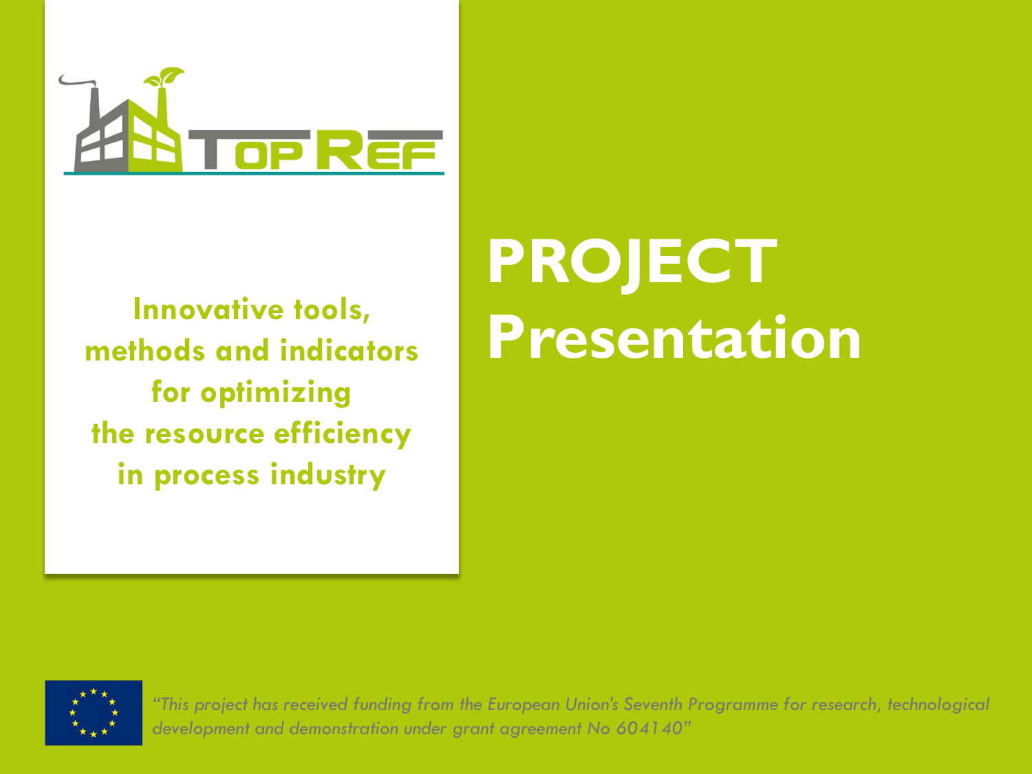# TOP REF

**Innovative tools, methods and indicators for optimizing the resource efficiency in process industry**

# PROJECT Presentation

*"This project has received funding from the European Union's Seventh Programme for research, technological development and demonstration under grant agreement No 604140"*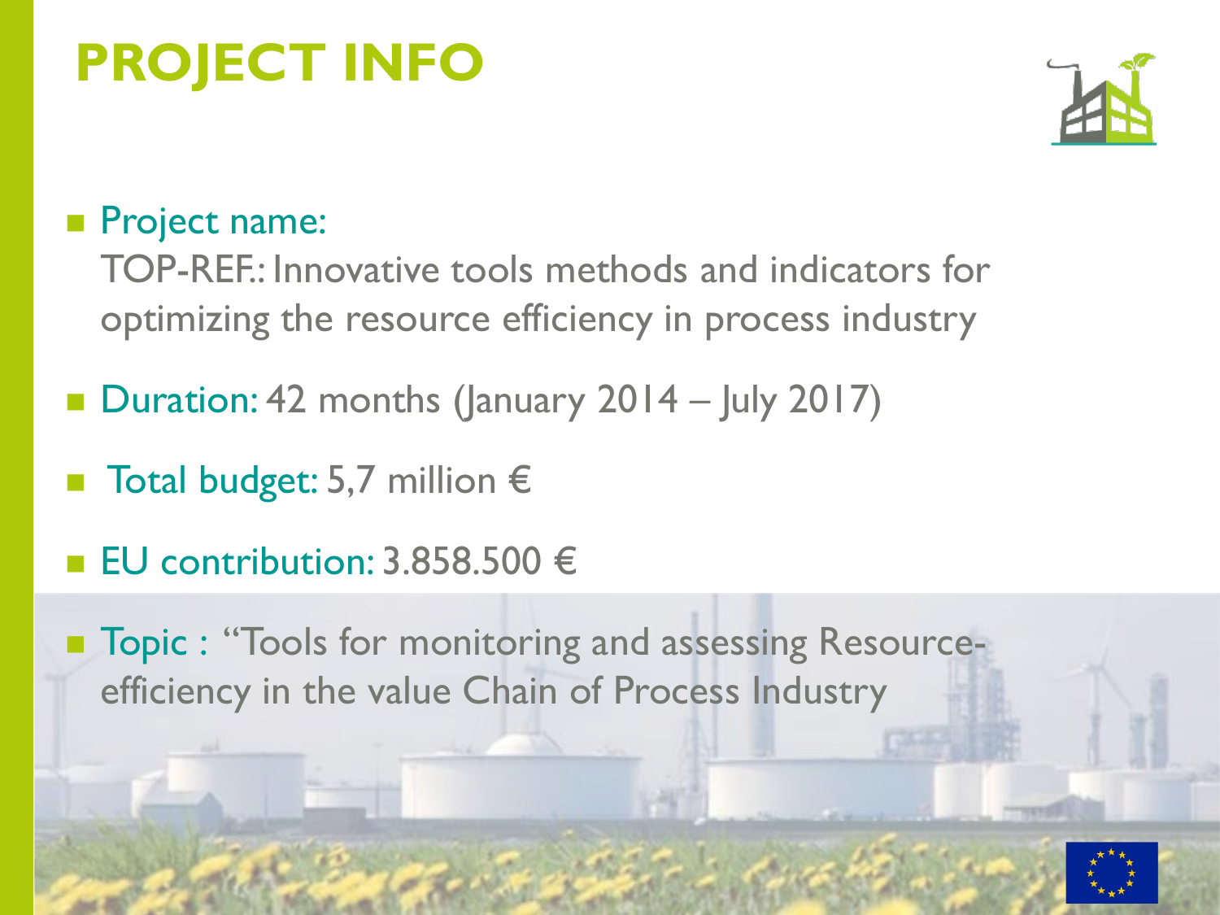# PROJECT INFO

- Project name:
  TOP-REF.: Innovative tools methods and indicators for optimizing the resource efficiency in process industry
- Duration: 42 months (January 2014 – July 2017)
- Total budget: 5,7 million €
- EU contribution: 3.858.500 €
- Topic : "Tools for monitoring and assessing Resource-efficiency in the value Chain of Process Industry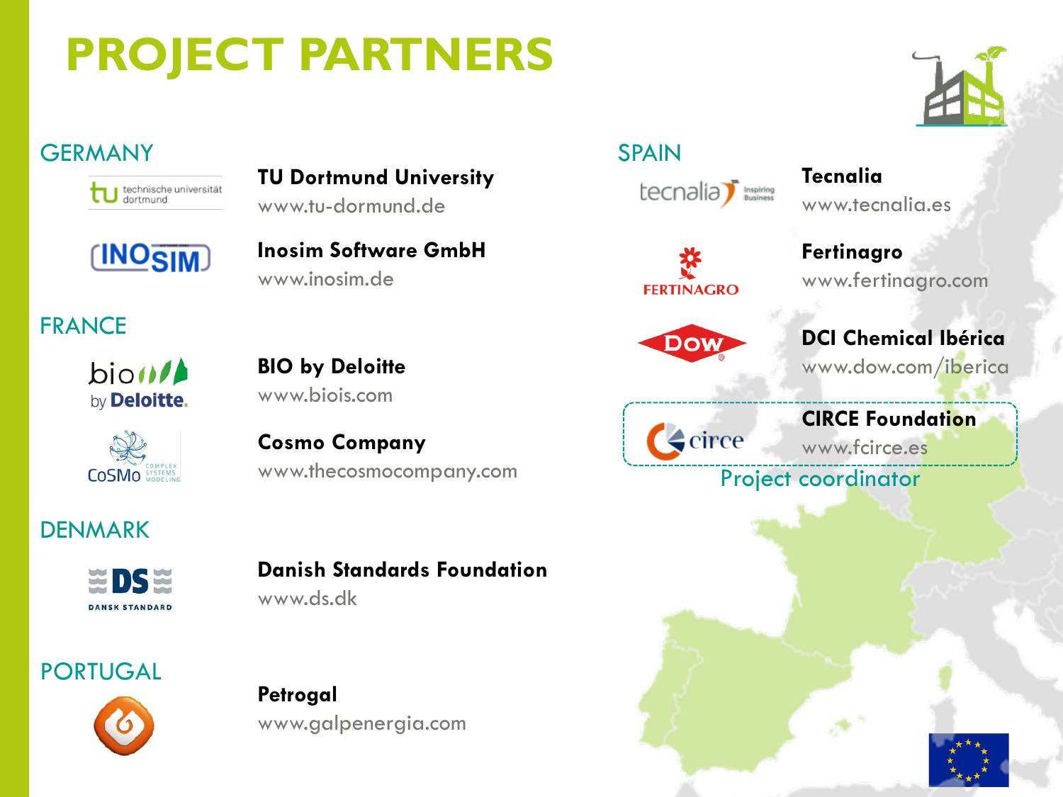# PROJECT PARTNERS

## GERMANY

**TU Dortmund University**
www.tu-dormund.de

**Inosim Software GmbH**
www.inosim.de

## FRANCE

**BIO by Deloitte**
www.biois.com

**Cosmo Company**
www.thecosmocompany.com

## DENMARK

**Danish Standards Foundation**
www.ds.dk

## PORTUGAL

**Petrogal**
www.galpenergia.com

## SPAIN

**Tecnalia**
www.tecnalia.es

**Fertinagro**
www.fertinagro.com

**DCI Chemical Ibérica**
www.dow.com/iberica

**CIRCE Foundation**
www.fcirce.es

Project coordinator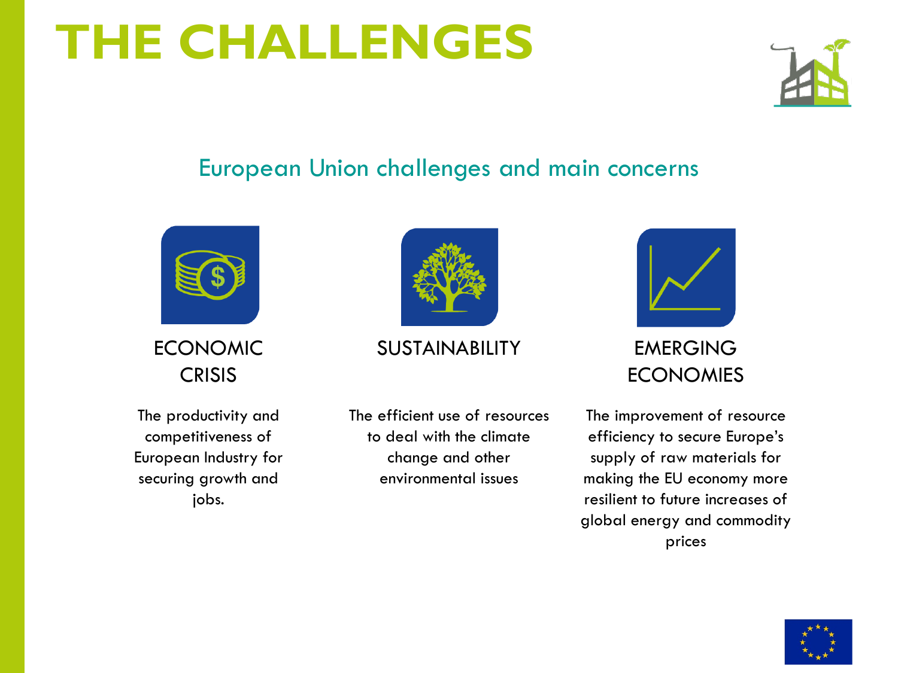# THE CHALLENGES

## European Union challenges and main concerns

### ECONOMIC CRISIS

The productivity and competitiveness of European Industry for securing growth and jobs.

### SUSTAINABILITY

The efficient use of resources to deal with the climate change and other environmental issues

### EMERGING ECONOMIES

The improvement of resource efficiency to secure Europe's supply of raw materials for making the EU economy more resilient to future increases of global energy and commodity prices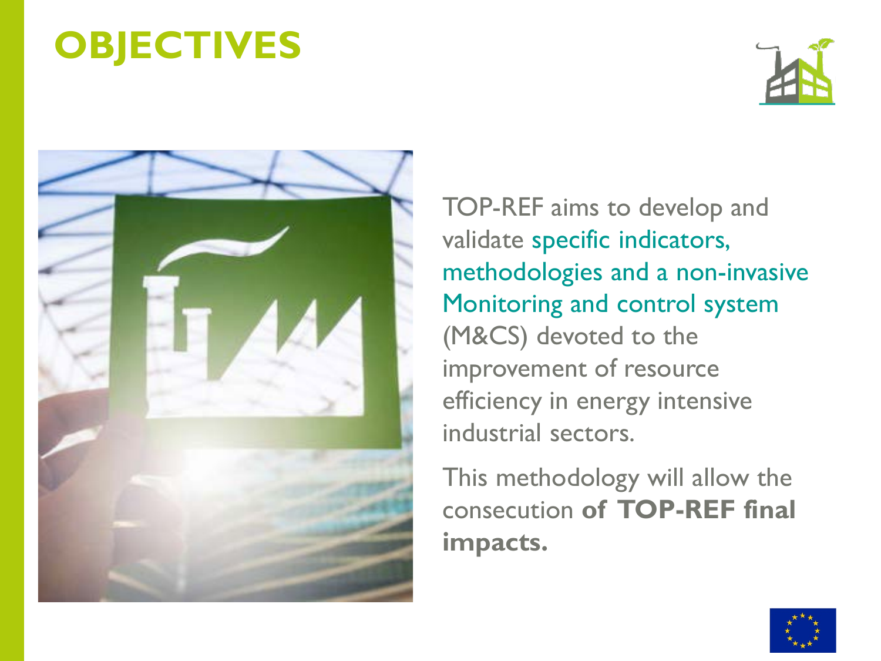# OBJECTIVES

TOP-REF aims to develop and validate specific indicators, methodologies and a non-invasive Monitoring and control system (M&CS) devoted to the improvement of resource efficiency in energy intensive industrial sectors.

This methodology will allow the consecution **of TOP-REF final impacts.**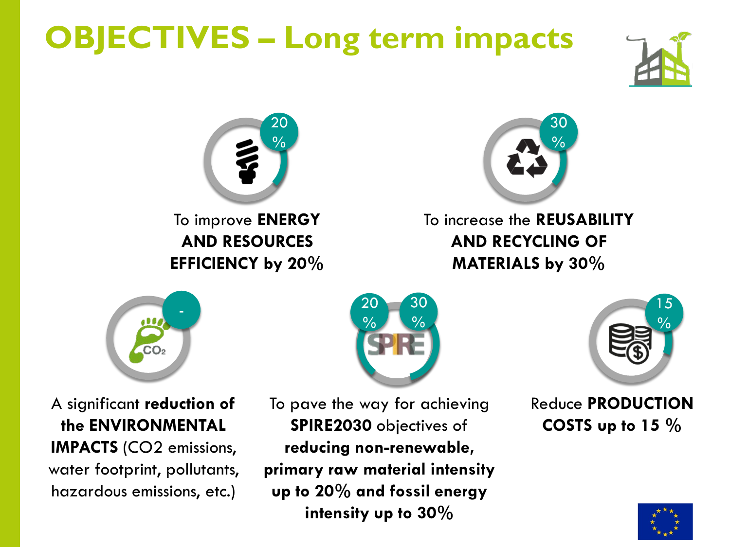# OBJECTIVES – Long term impacts

20 %

To improve **ENERGY AND RESOURCES EFFICIENCY by 20%**

30 %

To increase the **REUSABILITY AND RECYCLING OF MATERIALS by 30%**

-

A significant **reduction of the ENVIRONMENTAL IMPACTS** ($CO_2$ emissions, water footprint, pollutants, hazardous emissions, etc.)

20 % 30 %

To pave the way for achieving **SPIRE2030** objectives of **reducing non-renewable, primary raw material intensity up to 20% and fossil energy intensity up to 30%**

15 %

Reduce **PRODUCTION COSTS up to 15 %**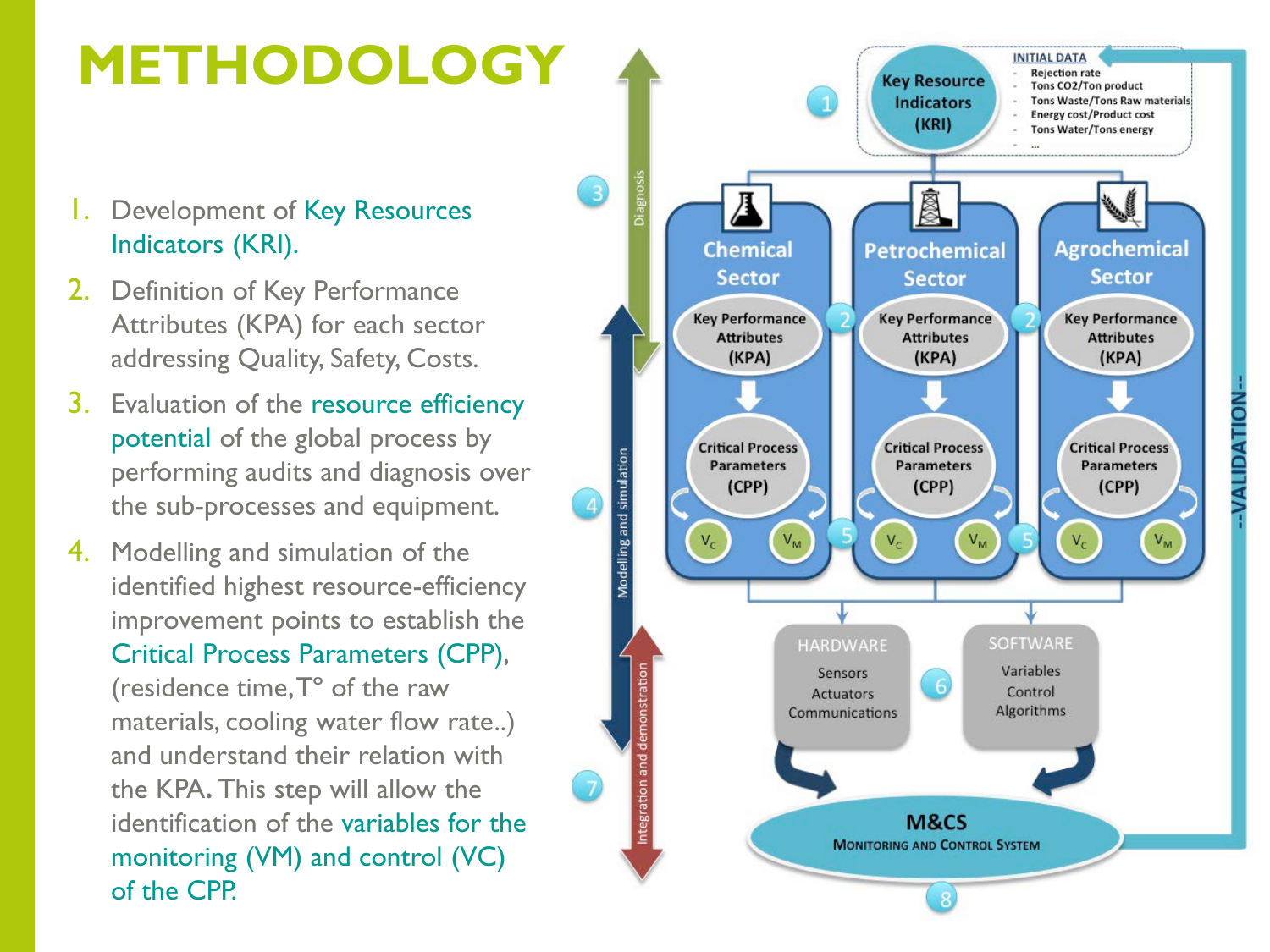# METHODOLOGY

1. Development of Key Resources Indicators (KRI).
2. Definition of Key Performance Attributes (KPA) for each sector addressing Quality, Safety, Costs.
3. Evaluation of the resource efficiency potential of the global process by performing audits and diagnosis over the sub-processes and equipment.
4. Modelling and simulation of the identified highest resource-efficiency improvement points to establish the Critical Process Parameters (CPP), (residence time, T° of the raw materials, cooling water flow rate..) and understand their relation with the KPA. This step will allow the identification of the variables for the monitoring (VM) and control (VC) of the CPP.

Key Resource Indicators (KRI)

INITIAL DATA
- Rejection rate
- Tons CO2/Ton product
- Tons Waste/Tons Raw materials
- Energy cost/Product cost
- Tons Water/Tons energy
- ...

Chemical Sector — Key Performance Attributes (KPA) — Critical Process Parameters (CPP) — $V_C$, $V_M$

Petrochemical Sector — Key Performance Attributes (KPA) — Critical Process Parameters (CPP) — $V_C$, $V_M$

Agrochemical Sector — Key Performance Attributes (KPA) — Critical Process Parameters (CPP) — $V_C$, $V_M$

Diagnosis

Modelling and simulation

Integration and demonstration

HARDWARE: Sensors, Actuators, Communications

SOFTWARE: Variables, Control, Algorithms

M&CS — Monitoring and Control System

--VALIDATION--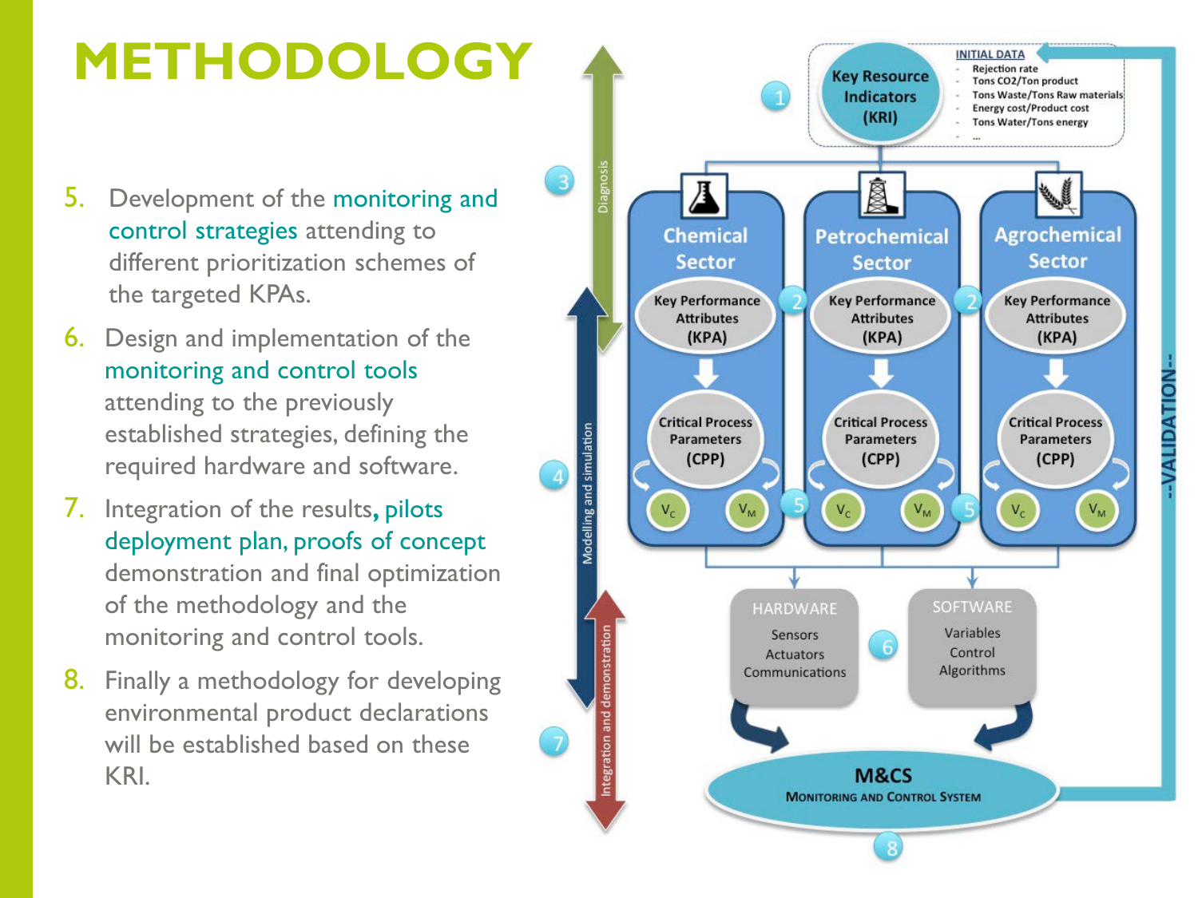# METHODOLOGY

5. Development of the monitoring and control strategies attending to different prioritization schemes of the targeted KPAs.
6. Design and implementation of the monitoring and control tools attending to the previously established strategies, defining the required hardware and software.
7. Integration of the results, pilots deployment plan, proofs of concept demonstration and final optimization of the methodology and the monitoring and control tools.
8. Finally a methodology for developing environmental product declarations will be established based on these KRI.

1 Key Resource Indicators (KRI)

INITIAL DATA
- Rejection rate
- Tons CO2/Ton product
- Tons Waste/Tons Raw materials
- Energy cost/Product cost
- Tons Water/Tons energy
- ...

3 Diagnosis

4 Modelling and simulation

7 Integration and demonstration

Chemical Sector — Key Performance Attributes (KPA) → Critical Process Parameters (CPP) — $V_C$, $V_M$

2 Petrochemical Sector — Key Performance Attributes (KPA) → Critical Process Parameters (CPP) — $V_C$, $V_M$

2 Agrochemical Sector — Key Performance Attributes (KPA) → Critical Process Parameters (CPP) — $V_C$, $V_M$

5

HARDWARE
Sensors
Actuators
Communications

6

SOFTWARE
Variables
Control
Algorithms

M&CS
MONITORING AND CONTROL SYSTEM

8

--VALIDATION--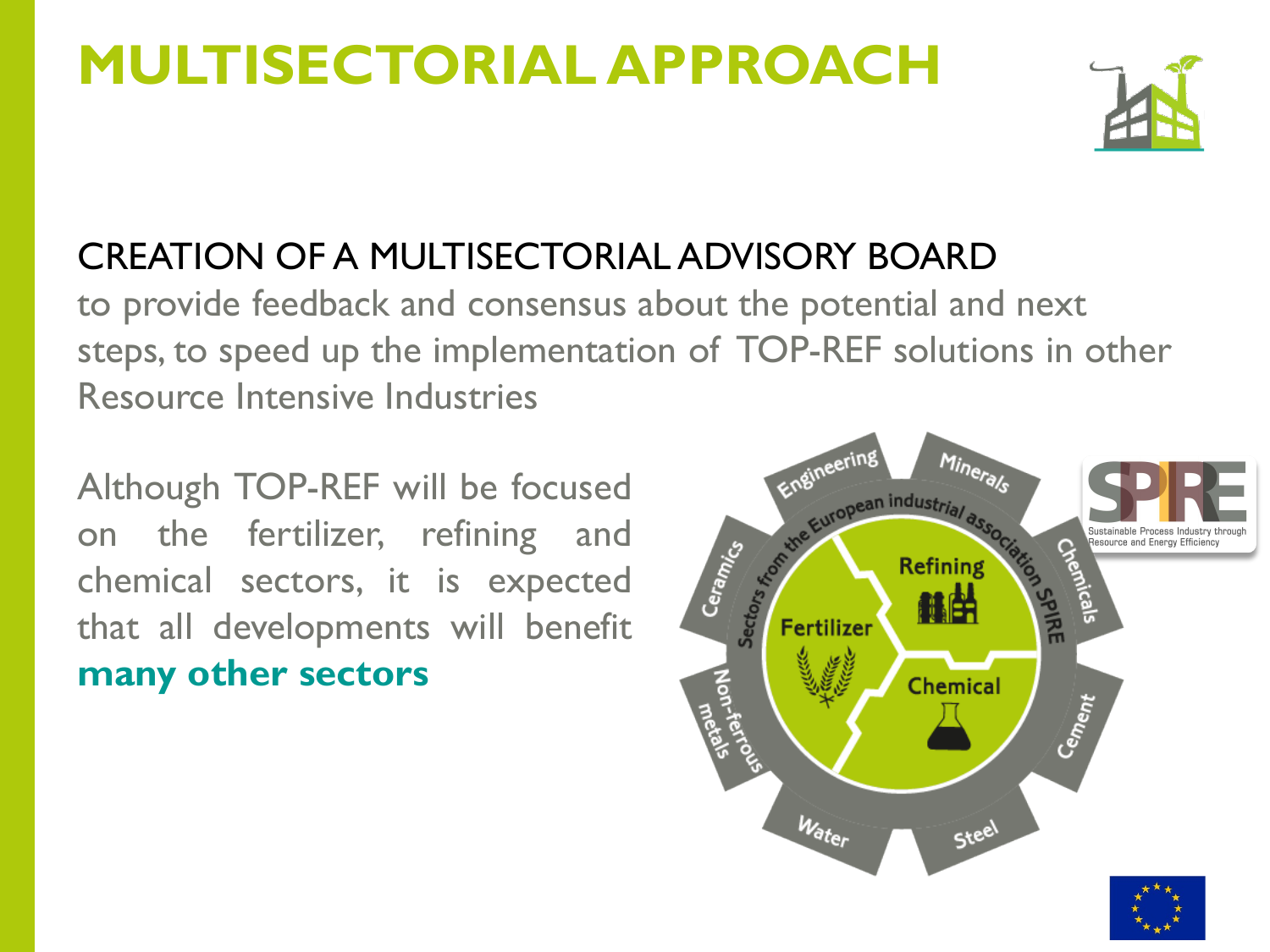# MULTISECTORIAL APPROACH

## CREATION OF A MULTISECTORIAL ADVISORY BOARD

to provide feedback and consensus about the potential and next steps, to speed up the implementation of TOP-REF solutions in other Resource Intensive Industries

Although TOP-REF will be focused on the fertilizer, refining and chemical sectors, it is expected that all developments will benefit **many other sectors**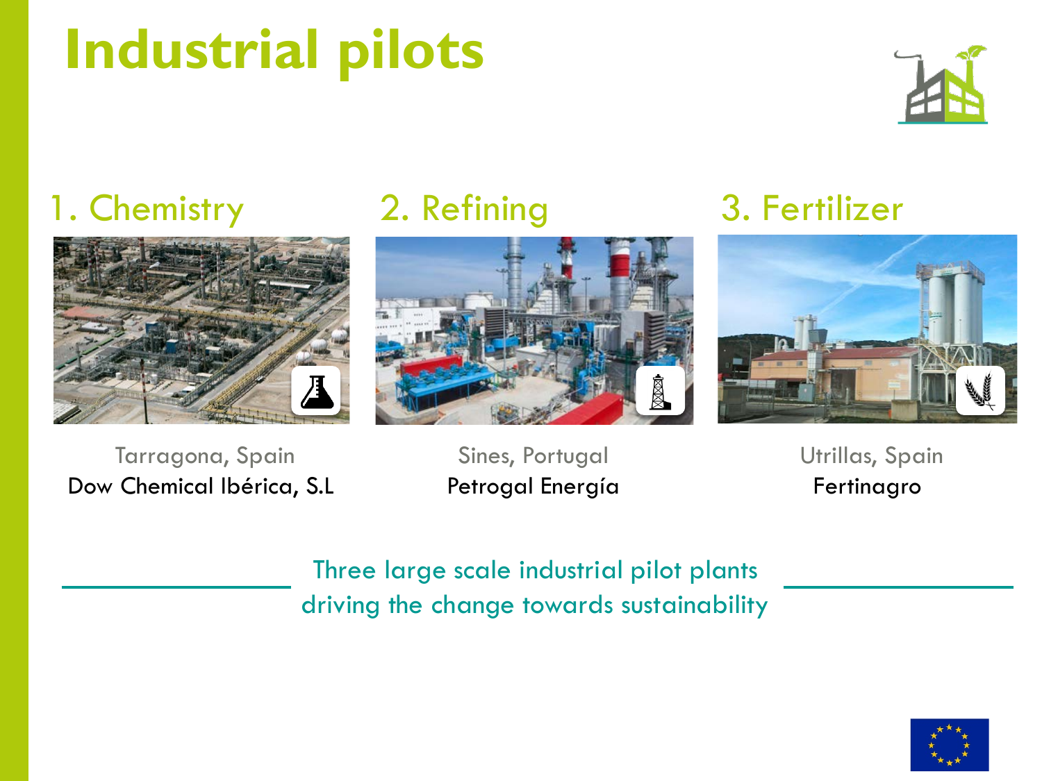# Industrial pilots

## 1. Chemistry

Tarragona, Spain

Dow Chemical Ibérica, S.L

## 2. Refining

Sines, Portugal

Petrogal Energía

## 3. Fertilizer

Utrillas, Spain

Fertinagro

Three large scale industrial pilot plants driving the change towards sustainability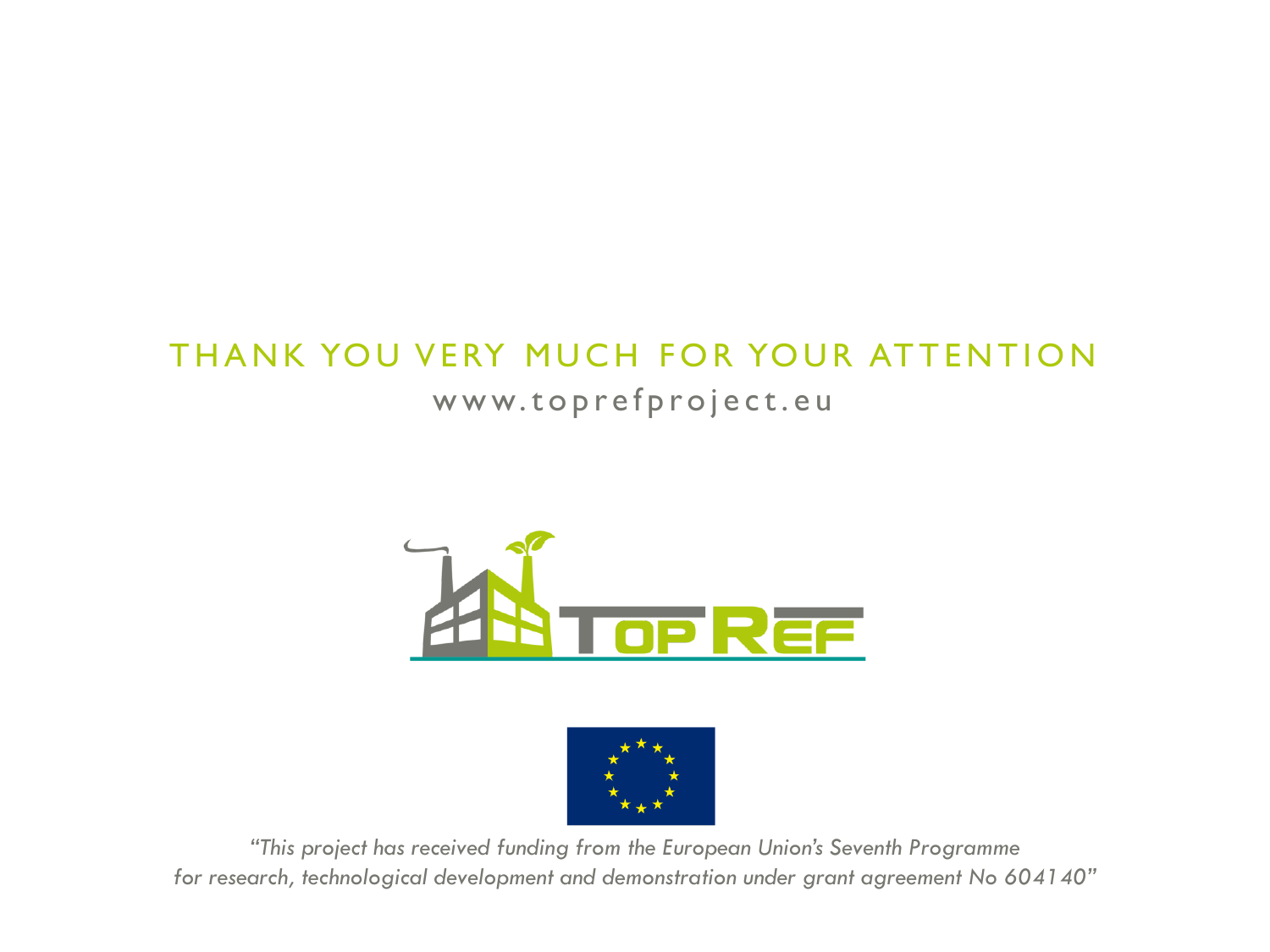THANK YOU VERY MUCH FOR YOUR ATTENTION

www.toprefproject.eu

TOP REF

*"This project has received funding from the European Union's Seventh Programme for research, technological development and demonstration under grant agreement No 604140"*